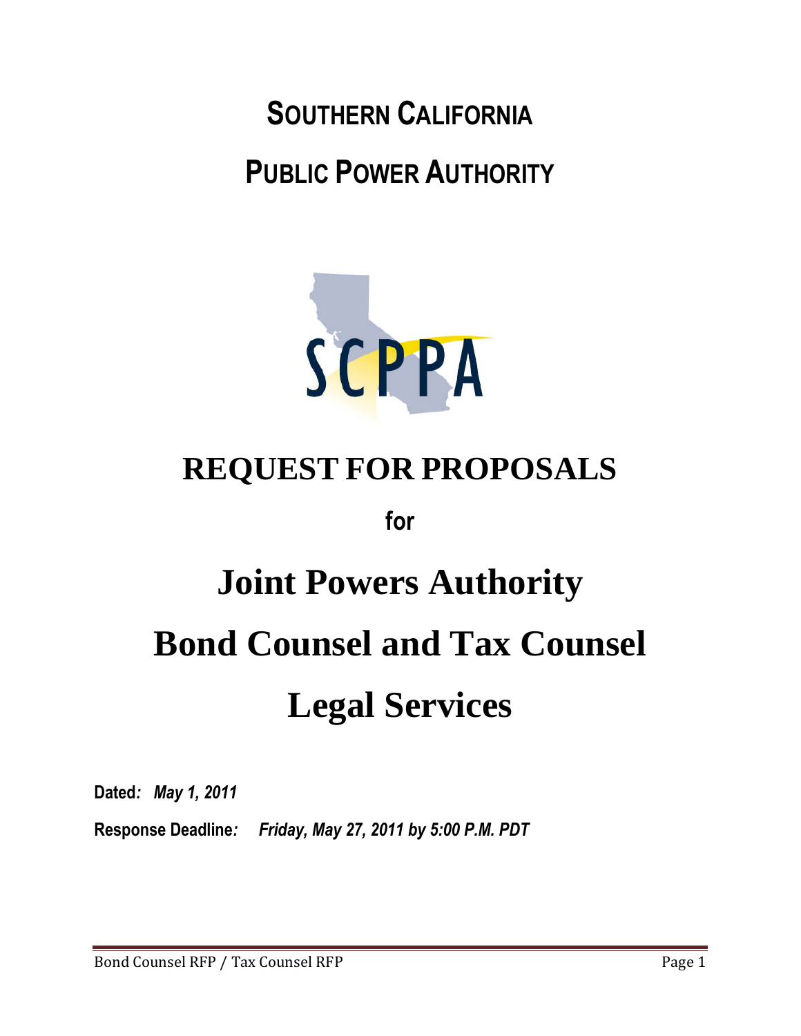# SOUTHERN CALIFORNIA

# PUBLIC POWER AUTHORITY

SCPPA

# REQUEST FOR PROPOSALS

**for**

# Joint Powers Authority

# Bond Counsel and Tax Counsel

# Legal Services

**Dated***: May 1, 2011*

**Response Deadline***: Friday, May 27, 2011 by 5:00 P.M. PDT*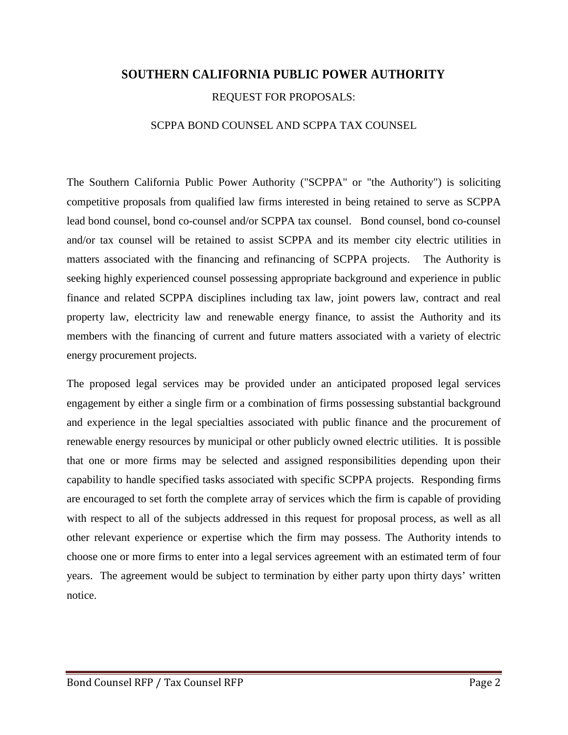# SOUTHERN CALIFORNIA PUBLIC POWER AUTHORITY

REQUEST FOR PROPOSALS:

SCPPA BOND COUNSEL AND SCPPA TAX COUNSEL

The Southern California Public Power Authority ("SCPPA" or "the Authority") is soliciting competitive proposals from qualified law firms interested in being retained to serve as SCPPA lead bond counsel, bond co-counsel and/or SCPPA tax counsel. Bond counsel, bond co-counsel and/or tax counsel will be retained to assist SCPPA and its member city electric utilities in matters associated with the financing and refinancing of SCPPA projects. The Authority is seeking highly experienced counsel possessing appropriate background and experience in public finance and related SCPPA disciplines including tax law, joint powers law, contract and real property law, electricity law and renewable energy finance, to assist the Authority and its members with the financing of current and future matters associated with a variety of electric energy procurement projects.

The proposed legal services may be provided under an anticipated proposed legal services engagement by either a single firm or a combination of firms possessing substantial background and experience in the legal specialties associated with public finance and the procurement of renewable energy resources by municipal or other publicly owned electric utilities. It is possible that one or more firms may be selected and assigned responsibilities depending upon their capability to handle specified tasks associated with specific SCPPA projects. Responding firms are encouraged to set forth the complete array of services which the firm is capable of providing with respect to all of the subjects addressed in this request for proposal process, as well as all other relevant experience or expertise which the firm may possess. The Authority intends to choose one or more firms to enter into a legal services agreement with an estimated term of four years. The agreement would be subject to termination by either party upon thirty days' written notice.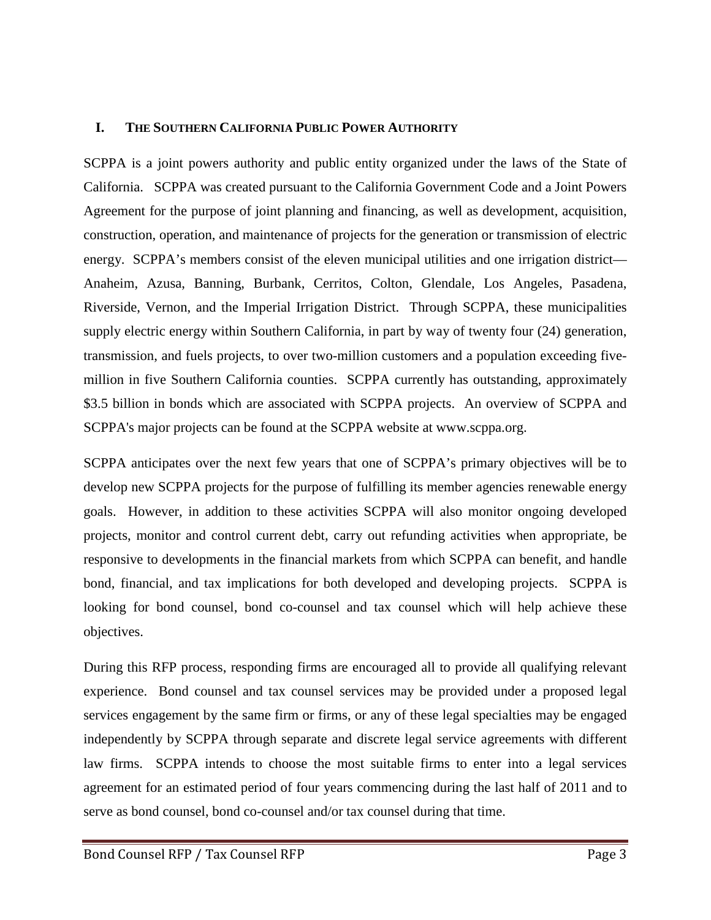## I. THE SOUTHERN CALIFORNIA PUBLIC POWER AUTHORITY

SCPPA is a joint powers authority and public entity organized under the laws of the State of California. SCPPA was created pursuant to the California Government Code and a Joint Powers Agreement for the purpose of joint planning and financing, as well as development, acquisition, construction, operation, and maintenance of projects for the generation or transmission of electric energy. SCPPA's members consist of the eleven municipal utilities and one irrigation district—Anaheim, Azusa, Banning, Burbank, Cerritos, Colton, Glendale, Los Angeles, Pasadena, Riverside, Vernon, and the Imperial Irrigation District. Through SCPPA, these municipalities supply electric energy within Southern California, in part by way of twenty four (24) generation, transmission, and fuels projects, to over two-million customers and a population exceeding five-million in five Southern California counties. SCPPA currently has outstanding, approximately $3.5 billion in bonds which are associated with SCPPA projects. An overview of SCPPA and SCPPA's major projects can be found at the SCPPA website at www.scppa.org.

SCPPA anticipates over the next few years that one of SCPPA's primary objectives will be to develop new SCPPA projects for the purpose of fulfilling its member agencies renewable energy goals. However, in addition to these activities SCPPA will also monitor ongoing developed projects, monitor and control current debt, carry out refunding activities when appropriate, be responsive to developments in the financial markets from which SCPPA can benefit, and handle bond, financial, and tax implications for both developed and developing projects. SCPPA is looking for bond counsel, bond co-counsel and tax counsel which will help achieve these objectives.

During this RFP process, responding firms are encouraged all to provide all qualifying relevant experience. Bond counsel and tax counsel services may be provided under a proposed legal services engagement by the same firm or firms, or any of these legal specialties may be engaged independently by SCPPA through separate and discrete legal service agreements with different law firms. SCPPA intends to choose the most suitable firms to enter into a legal services agreement for an estimated period of four years commencing during the last half of 2011 and to serve as bond counsel, bond co-counsel and/or tax counsel during that time.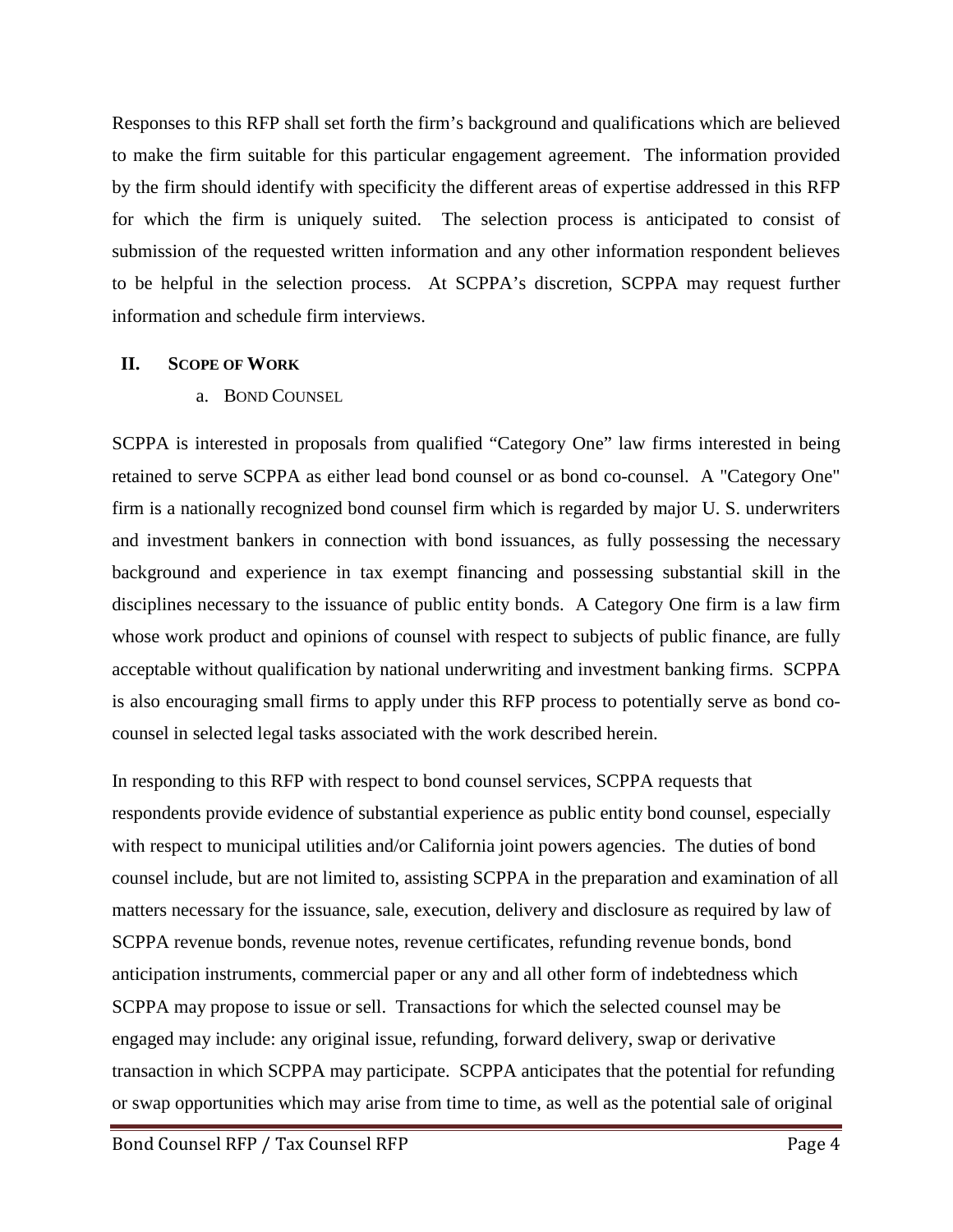Responses to this RFP shall set forth the firm's background and qualifications which are believed to make the firm suitable for this particular engagement agreement. The information provided by the firm should identify with specificity the different areas of expertise addressed in this RFP for which the firm is uniquely suited. The selection process is anticipated to consist of submission of the requested written information and any other information respondent believes to be helpful in the selection process. At SCPPA's discretion, SCPPA may request further information and schedule firm interviews.

## II. SCOPE OF WORK

### a. BOND COUNSEL

SCPPA is interested in proposals from qualified "Category One" law firms interested in being retained to serve SCPPA as either lead bond counsel or as bond co-counsel. A "Category One" firm is a nationally recognized bond counsel firm which is regarded by major U. S. underwriters and investment bankers in connection with bond issuances, as fully possessing the necessary background and experience in tax exempt financing and possessing substantial skill in the disciplines necessary to the issuance of public entity bonds. A Category One firm is a law firm whose work product and opinions of counsel with respect to subjects of public finance, are fully acceptable without qualification by national underwriting and investment banking firms. SCPPA is also encouraging small firms to apply under this RFP process to potentially serve as bond co-counsel in selected legal tasks associated with the work described herein.

In responding to this RFP with respect to bond counsel services, SCPPA requests that respondents provide evidence of substantial experience as public entity bond counsel, especially with respect to municipal utilities and/or California joint powers agencies. The duties of bond counsel include, but are not limited to, assisting SCPPA in the preparation and examination of all matters necessary for the issuance, sale, execution, delivery and disclosure as required by law of SCPPA revenue bonds, revenue notes, revenue certificates, refunding revenue bonds, bond anticipation instruments, commercial paper or any and all other form of indebtedness which SCPPA may propose to issue or sell. Transactions for which the selected counsel may be engaged may include: any original issue, refunding, forward delivery, swap or derivative transaction in which SCPPA may participate. SCPPA anticipates that the potential for refunding or swap opportunities which may arise from time to time, as well as the potential sale of original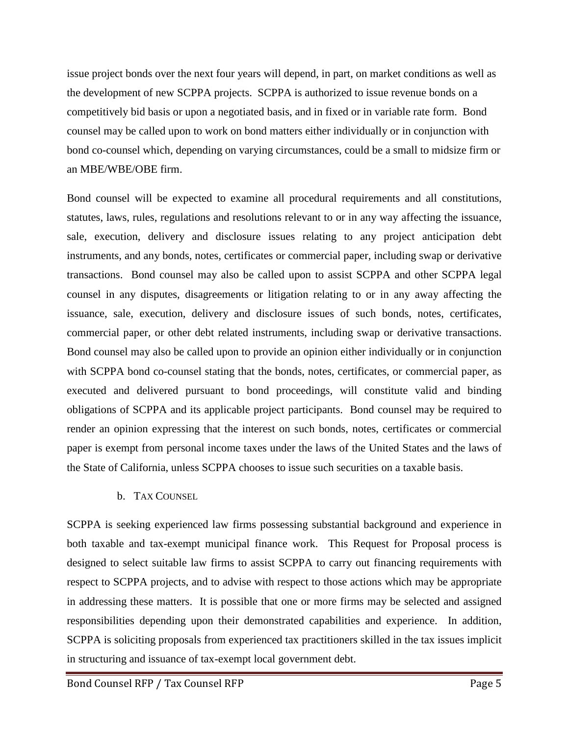issue project bonds over the next four years will depend, in part, on market conditions as well as the development of new SCPPA projects. SCPPA is authorized to issue revenue bonds on a competitively bid basis or upon a negotiated basis, and in fixed or in variable rate form. Bond counsel may be called upon to work on bond matters either individually or in conjunction with bond co-counsel which, depending on varying circumstances, could be a small to midsize firm or an MBE/WBE/OBE firm.

Bond counsel will be expected to examine all procedural requirements and all constitutions, statutes, laws, rules, regulations and resolutions relevant to or in any way affecting the issuance, sale, execution, delivery and disclosure issues relating to any project anticipation debt instruments, and any bonds, notes, certificates or commercial paper, including swap or derivative transactions. Bond counsel may also be called upon to assist SCPPA and other SCPPA legal counsel in any disputes, disagreements or litigation relating to or in any away affecting the issuance, sale, execution, delivery and disclosure issues of such bonds, notes, certificates, commercial paper, or other debt related instruments, including swap or derivative transactions. Bond counsel may also be called upon to provide an opinion either individually or in conjunction with SCPPA bond co-counsel stating that the bonds, notes, certificates, or commercial paper, as executed and delivered pursuant to bond proceedings, will constitute valid and binding obligations of SCPPA and its applicable project participants. Bond counsel may be required to render an opinion expressing that the interest on such bonds, notes, certificates or commercial paper is exempt from personal income taxes under the laws of the United States and the laws of the State of California, unless SCPPA chooses to issue such securities on a taxable basis.

### b. Tax Counsel

SCPPA is seeking experienced law firms possessing substantial background and experience in both taxable and tax-exempt municipal finance work. This Request for Proposal process is designed to select suitable law firms to assist SCPPA to carry out financing requirements with respect to SCPPA projects, and to advise with respect to those actions which may be appropriate in addressing these matters. It is possible that one or more firms may be selected and assigned responsibilities depending upon their demonstrated capabilities and experience. In addition, SCPPA is soliciting proposals from experienced tax practitioners skilled in the tax issues implicit in structuring and issuance of tax-exempt local government debt.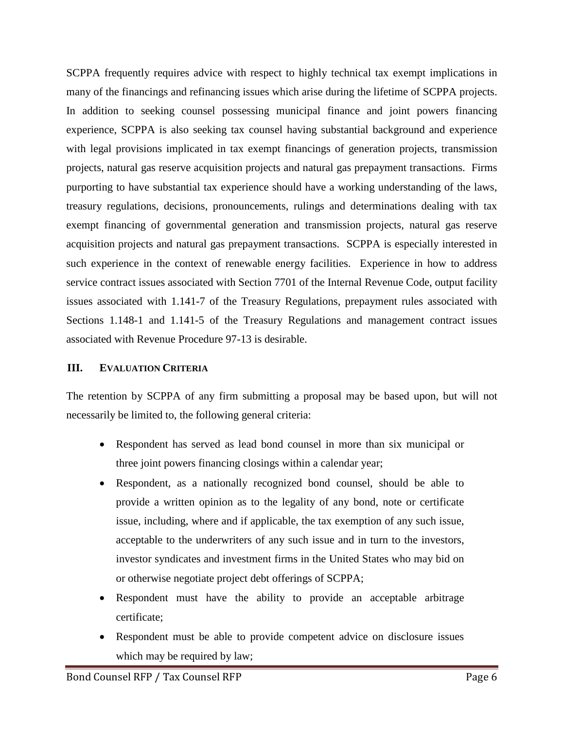SCPPA frequently requires advice with respect to highly technical tax exempt implications in many of the financings and refinancing issues which arise during the lifetime of SCPPA projects. In addition to seeking counsel possessing municipal finance and joint powers financing experience, SCPPA is also seeking tax counsel having substantial background and experience with legal provisions implicated in tax exempt financings of generation projects, transmission projects, natural gas reserve acquisition projects and natural gas prepayment transactions. Firms purporting to have substantial tax experience should have a working understanding of the laws, treasury regulations, decisions, pronouncements, rulings and determinations dealing with tax exempt financing of governmental generation and transmission projects, natural gas reserve acquisition projects and natural gas prepayment transactions. SCPPA is especially interested in such experience in the context of renewable energy facilities. Experience in how to address service contract issues associated with Section 7701 of the Internal Revenue Code, output facility issues associated with 1.141-7 of the Treasury Regulations, prepayment rules associated with Sections 1.148-1 and 1.141-5 of the Treasury Regulations and management contract issues associated with Revenue Procedure 97-13 is desirable.

## III. Evaluation Criteria

The retention by SCPPA of any firm submitting a proposal may be based upon, but will not necessarily be limited to, the following general criteria:

- Respondent has served as lead bond counsel in more than six municipal or three joint powers financing closings within a calendar year;
- Respondent, as a nationally recognized bond counsel, should be able to provide a written opinion as to the legality of any bond, note or certificate issue, including, where and if applicable, the tax exemption of any such issue, acceptable to the underwriters of any such issue and in turn to the investors, investor syndicates and investment firms in the United States who may bid on or otherwise negotiate project debt offerings of SCPPA;
- Respondent must have the ability to provide an acceptable arbitrage certificate;
- Respondent must be able to provide competent advice on disclosure issues which may be required by law;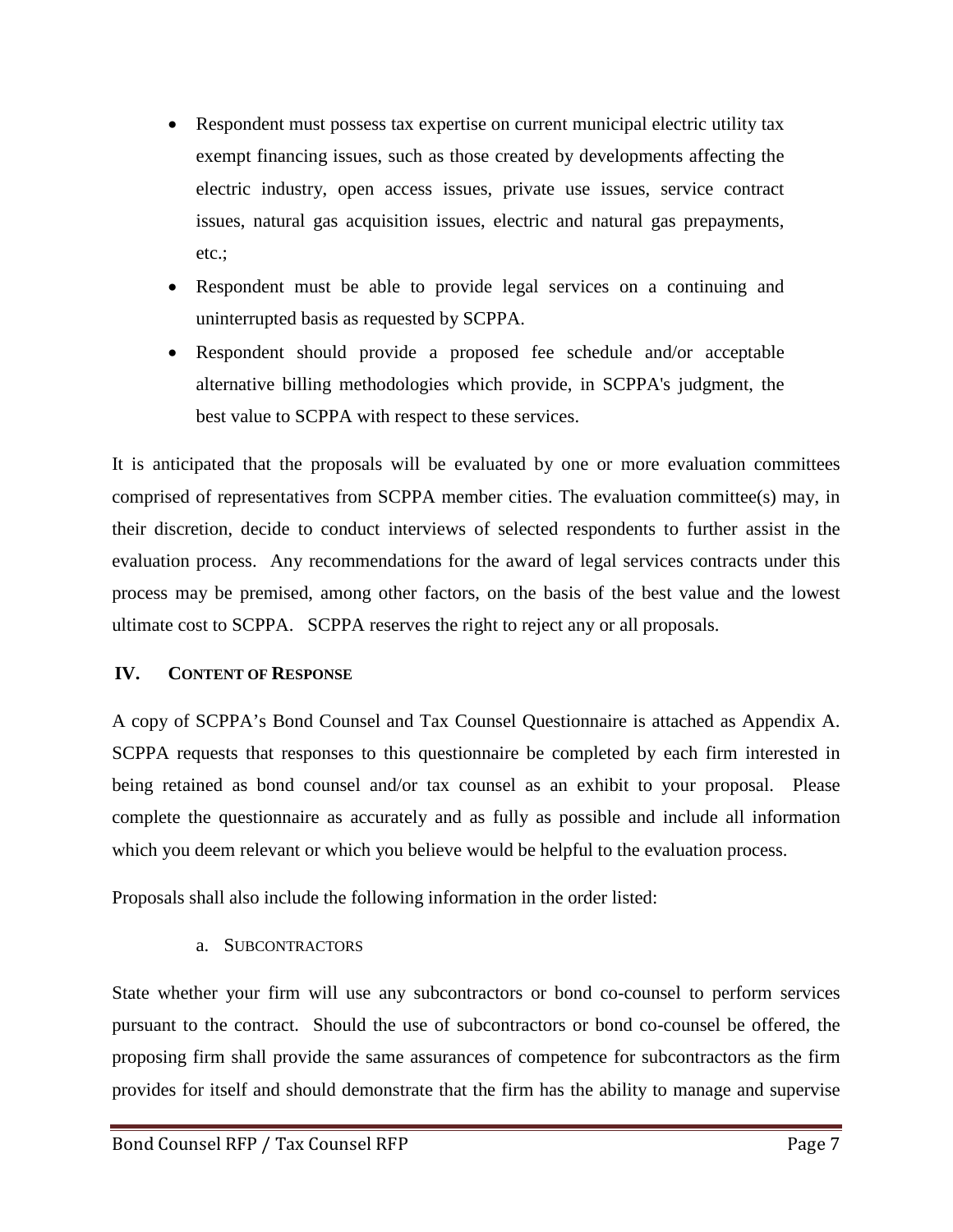- Respondent must possess tax expertise on current municipal electric utility tax exempt financing issues, such as those created by developments affecting the electric industry, open access issues, private use issues, service contract issues, natural gas acquisition issues, electric and natural gas prepayments, etc.;
- Respondent must be able to provide legal services on a continuing and uninterrupted basis as requested by SCPPA.
- Respondent should provide a proposed fee schedule and/or acceptable alternative billing methodologies which provide, in SCPPA's judgment, the best value to SCPPA with respect to these services.

It is anticipated that the proposals will be evaluated by one or more evaluation committees comprised of representatives from SCPPA member cities. The evaluation committee(s) may, in their discretion, decide to conduct interviews of selected respondents to further assist in the evaluation process. Any recommendations for the award of legal services contracts under this process may be premised, among other factors, on the basis of the best value and the lowest ultimate cost to SCPPA. SCPPA reserves the right to reject any or all proposals.

## IV. CONTENT OF RESPONSE

A copy of SCPPA's Bond Counsel and Tax Counsel Questionnaire is attached as Appendix A. SCPPA requests that responses to this questionnaire be completed by each firm interested in being retained as bond counsel and/or tax counsel as an exhibit to your proposal. Please complete the questionnaire as accurately and as fully as possible and include all information which you deem relevant or which you believe would be helpful to the evaluation process.

Proposals shall also include the following information in the order listed:

### a. SUBCONTRACTORS

State whether your firm will use any subcontractors or bond co-counsel to perform services pursuant to the contract. Should the use of subcontractors or bond co-counsel be offered, the proposing firm shall provide the same assurances of competence for subcontractors as the firm provides for itself and should demonstrate that the firm has the ability to manage and supervise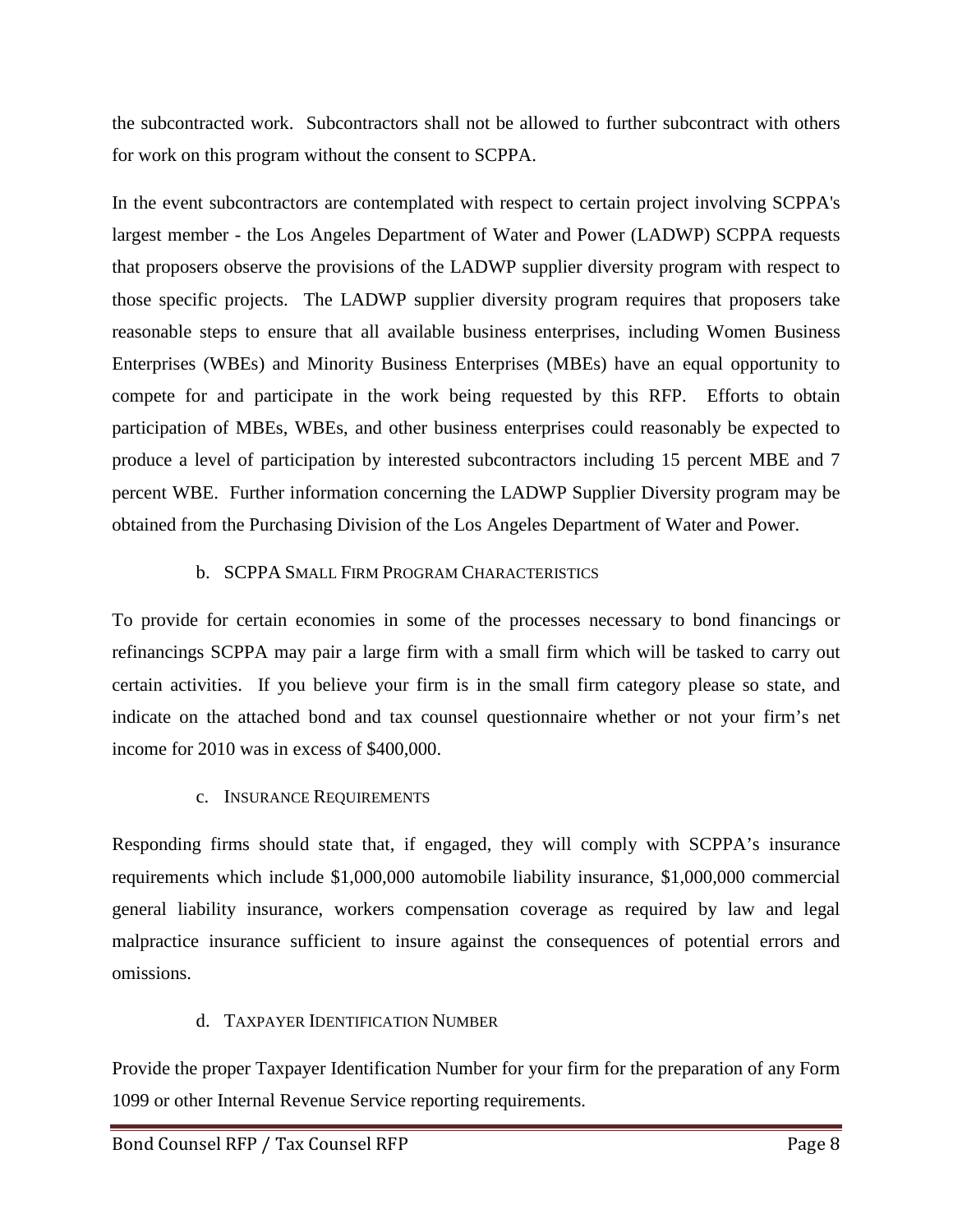the subcontracted work. Subcontractors shall not be allowed to further subcontract with others for work on this program without the consent to SCPPA.

In the event subcontractors are contemplated with respect to certain project involving SCPPA's largest member - the Los Angeles Department of Water and Power (LADWP) SCPPA requests that proposers observe the provisions of the LADWP supplier diversity program with respect to those specific projects. The LADWP supplier diversity program requires that proposers take reasonable steps to ensure that all available business enterprises, including Women Business Enterprises (WBEs) and Minority Business Enterprises (MBEs) have an equal opportunity to compete for and participate in the work being requested by this RFP. Efforts to obtain participation of MBEs, WBEs, and other business enterprises could reasonably be expected to produce a level of participation by interested subcontractors including 15 percent MBE and 7 percent WBE. Further information concerning the LADWP Supplier Diversity program may be obtained from the Purchasing Division of the Los Angeles Department of Water and Power.

### b. SCPPA Small Firm Program Characteristics

To provide for certain economies in some of the processes necessary to bond financings or refinancings SCPPA may pair a large firm with a small firm which will be tasked to carry out certain activities. If you believe your firm is in the small firm category please so state, and indicate on the attached bond and tax counsel questionnaire whether or not your firm's net income for 2010 was in excess of $400,000.

### c. Insurance Requirements

Responding firms should state that, if engaged, they will comply with SCPPA's insurance requirements which include $1,000,000 automobile liability insurance, $1,000,000 commercial general liability insurance, workers compensation coverage as required by law and legal malpractice insurance sufficient to insure against the consequences of potential errors and omissions.

### d. Taxpayer Identification Number

Provide the proper Taxpayer Identification Number for your firm for the preparation of any Form 1099 or other Internal Revenue Service reporting requirements.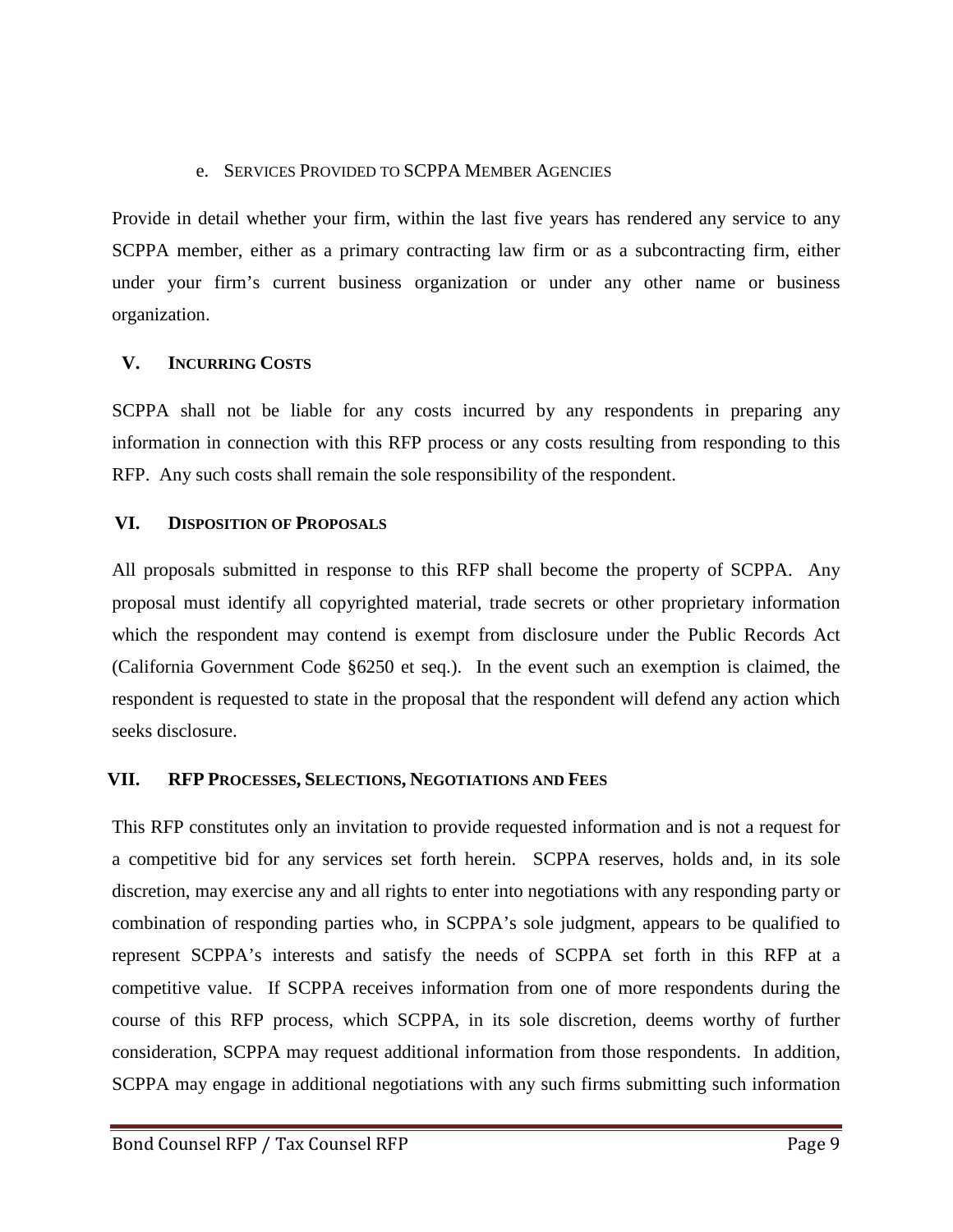#### e. Services Provided to SCPPA Member Agencies

Provide in detail whether your firm, within the last five years has rendered any service to any SCPPA member, either as a primary contracting law firm or as a subcontracting firm, either under your firm's current business organization or under any other name or business organization.

## V. Incurring Costs

SCPPA shall not be liable for any costs incurred by any respondents in preparing any information in connection with this RFP process or any costs resulting from responding to this RFP. Any such costs shall remain the sole responsibility of the respondent.

## VI. Disposition of Proposals

All proposals submitted in response to this RFP shall become the property of SCPPA. Any proposal must identify all copyrighted material, trade secrets or other proprietary information which the respondent may contend is exempt from disclosure under the Public Records Act (California Government Code §6250 et seq.). In the event such an exemption is claimed, the respondent is requested to state in the proposal that the respondent will defend any action which seeks disclosure.

## VII. RFP Processes, Selections, Negotiations and Fees

This RFP constitutes only an invitation to provide requested information and is not a request for a competitive bid for any services set forth herein. SCPPA reserves, holds and, in its sole discretion, may exercise any and all rights to enter into negotiations with any responding party or combination of responding parties who, in SCPPA's sole judgment, appears to be qualified to represent SCPPA's interests and satisfy the needs of SCPPA set forth in this RFP at a competitive value. If SCPPA receives information from one of more respondents during the course of this RFP process, which SCPPA, in its sole discretion, deems worthy of further consideration, SCPPA may request additional information from those respondents. In addition, SCPPA may engage in additional negotiations with any such firms submitting such information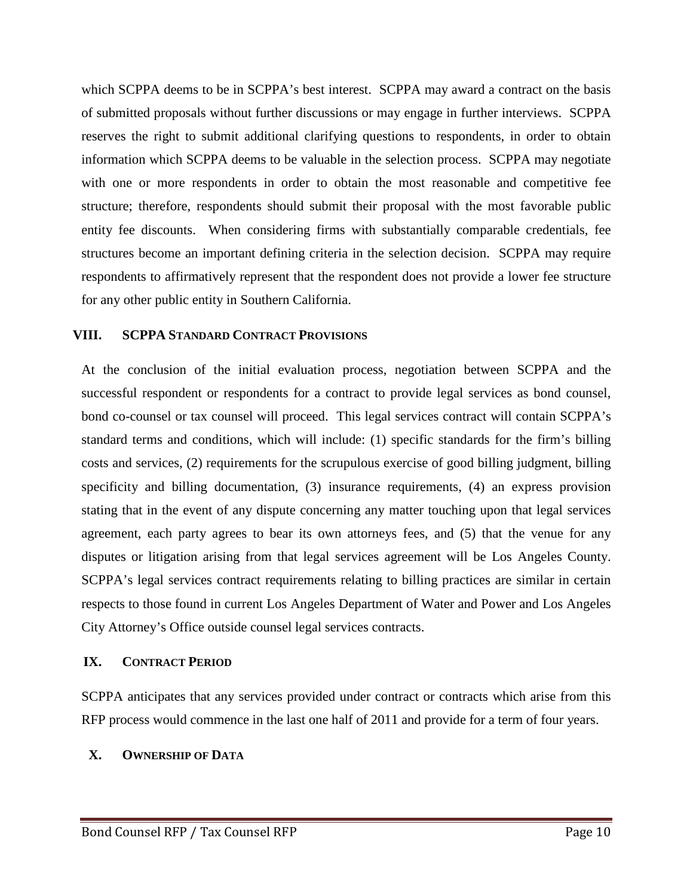which SCPPA deems to be in SCPPA's best interest. SCPPA may award a contract on the basis of submitted proposals without further discussions or may engage in further interviews. SCPPA reserves the right to submit additional clarifying questions to respondents, in order to obtain information which SCPPA deems to be valuable in the selection process. SCPPA may negotiate with one or more respondents in order to obtain the most reasonable and competitive fee structure; therefore, respondents should submit their proposal with the most favorable public entity fee discounts. When considering firms with substantially comparable credentials, fee structures become an important defining criteria in the selection decision. SCPPA may require respondents to affirmatively represent that the respondent does not provide a lower fee structure for any other public entity in Southern California.

## VIII. SCPPA Standard Contract Provisions

At the conclusion of the initial evaluation process, negotiation between SCPPA and the successful respondent or respondents for a contract to provide legal services as bond counsel, bond co-counsel or tax counsel will proceed. This legal services contract will contain SCPPA's standard terms and conditions, which will include: (1) specific standards for the firm's billing costs and services, (2) requirements for the scrupulous exercise of good billing judgment, billing specificity and billing documentation, (3) insurance requirements, (4) an express provision stating that in the event of any dispute concerning any matter touching upon that legal services agreement, each party agrees to bear its own attorneys fees, and (5) that the venue for any disputes or litigation arising from that legal services agreement will be Los Angeles County. SCPPA's legal services contract requirements relating to billing practices are similar in certain respects to those found in current Los Angeles Department of Water and Power and Los Angeles City Attorney's Office outside counsel legal services contracts.

## IX. Contract Period

SCPPA anticipates that any services provided under contract or contracts which arise from this RFP process would commence in the last one half of 2011 and provide for a term of four years.

## X. Ownership of Data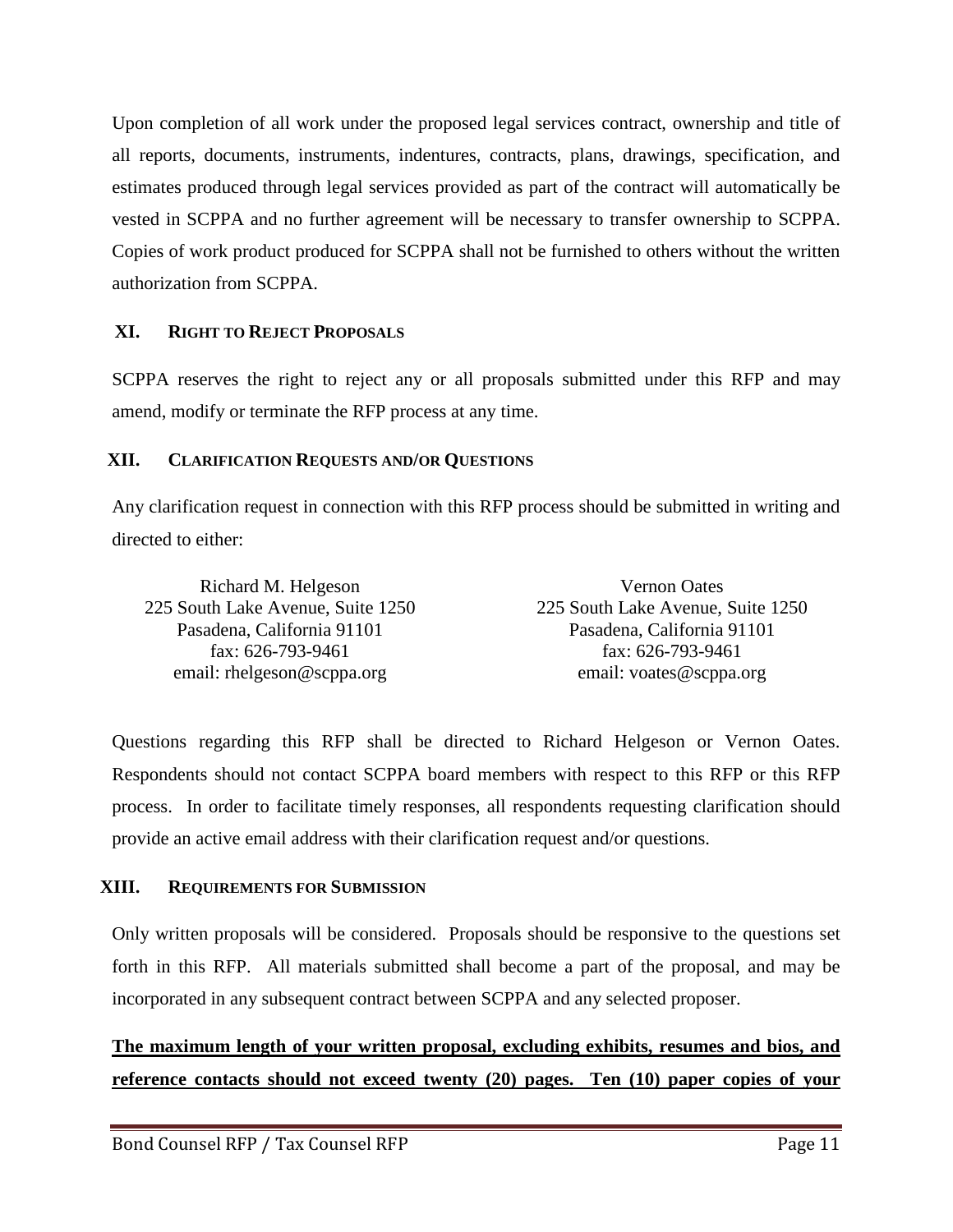Upon completion of all work under the proposed legal services contract, ownership and title of all reports, documents, instruments, indentures, contracts, plans, drawings, specification, and estimates produced through legal services provided as part of the contract will automatically be vested in SCPPA and no further agreement will be necessary to transfer ownership to SCPPA. Copies of work product produced for SCPPA shall not be furnished to others without the written authorization from SCPPA.

## XI. RIGHT TO REJECT PROPOSALS

SCPPA reserves the right to reject any or all proposals submitted under this RFP and may amend, modify or terminate the RFP process at any time.

## XII. CLARIFICATION REQUESTS AND/OR QUESTIONS

Any clarification request in connection with this RFP process should be submitted in writing and directed to either:

Richard M. Helgeson
225 South Lake Avenue, Suite 1250
Pasadena, California 91101
fax: 626-793-9461
email: rhelgeson@scppa.org

Vernon Oates
225 South Lake Avenue, Suite 1250
Pasadena, California 91101
fax: 626-793-9461
email: voates@scppa.org

Questions regarding this RFP shall be directed to Richard Helgeson or Vernon Oates. Respondents should not contact SCPPA board members with respect to this RFP or this RFP process. In order to facilitate timely responses, all respondents requesting clarification should provide an active email address with their clarification request and/or questions.

## XIII. REQUIREMENTS FOR SUBMISSION

Only written proposals will be considered. Proposals should be responsive to the questions set forth in this RFP. All materials submitted shall become a part of the proposal, and may be incorporated in any subsequent contract between SCPPA and any selected proposer.

**The maximum length of your written proposal, excluding exhibits, resumes and bios, and reference contacts should not exceed twenty (20) pages. Ten (10) paper copies of your**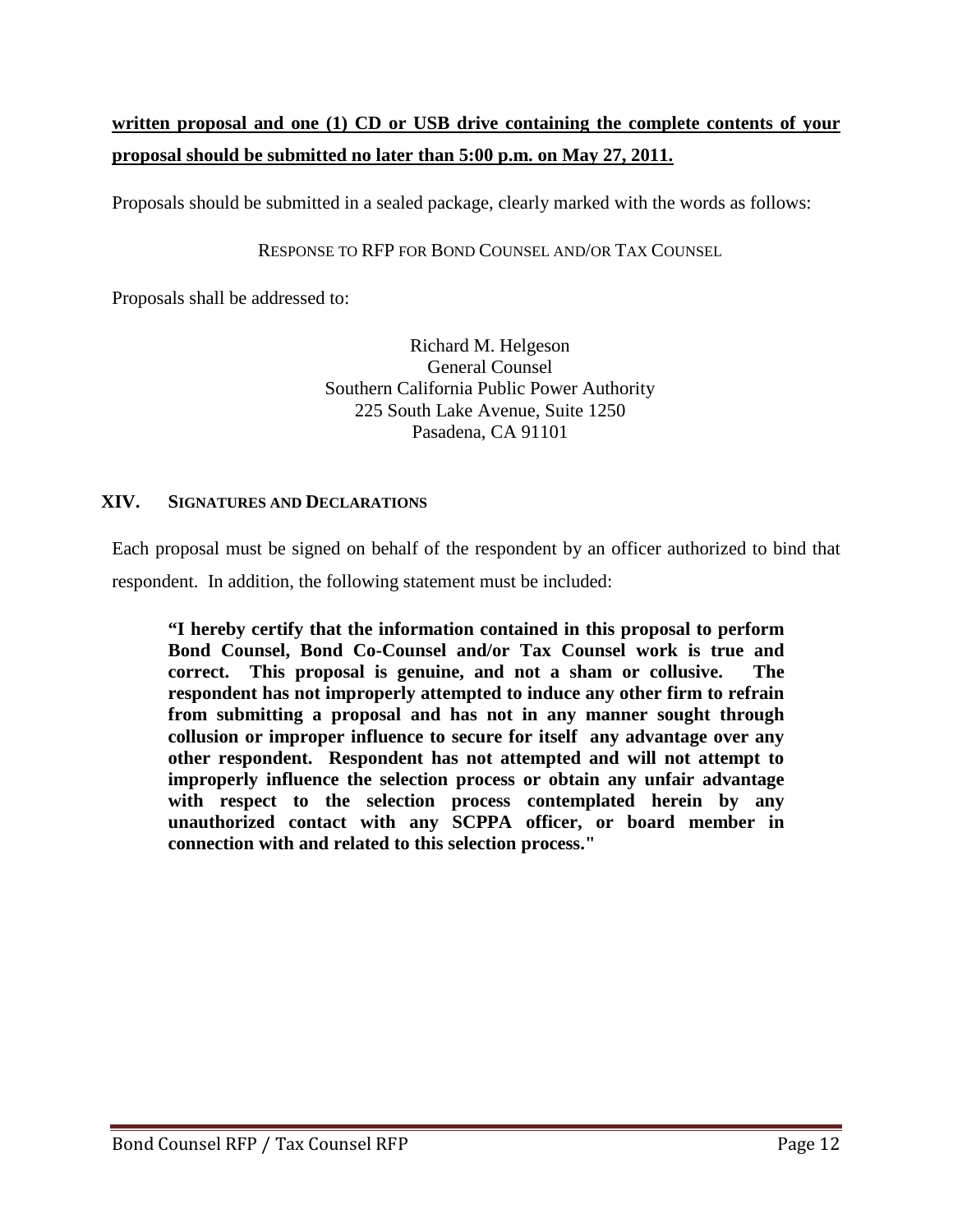**written proposal and one (1) CD or USB drive containing the complete contents of your proposal should be submitted no later than 5:00 p.m. on May 27, 2011.**

Proposals should be submitted in a sealed package, clearly marked with the words as follows:

RESPONSE TO RFP FOR BOND COUNSEL AND/OR TAX COUNSEL

Proposals shall be addressed to:

Richard M. Helgeson
General Counsel
Southern California Public Power Authority
225 South Lake Avenue, Suite 1250
Pasadena, CA 91101

## XIV. SIGNATURES AND DECLARATIONS

Each proposal must be signed on behalf of the respondent by an officer authorized to bind that respondent. In addition, the following statement must be included:

> **"I hereby certify that the information contained in this proposal to perform Bond Counsel, Bond Co-Counsel and/or Tax Counsel work is true and correct. This proposal is genuine, and not a sham or collusive. The respondent has not improperly attempted to induce any other firm to refrain from submitting a proposal and has not in any manner sought through collusion or improper influence to secure for itself any advantage over any other respondent. Respondent has not attempted and will not attempt to improperly influence the selection process or obtain any unfair advantage with respect to the selection process contemplated herein by any unauthorized contact with any SCPPA officer, or board member in connection with and related to this selection process."**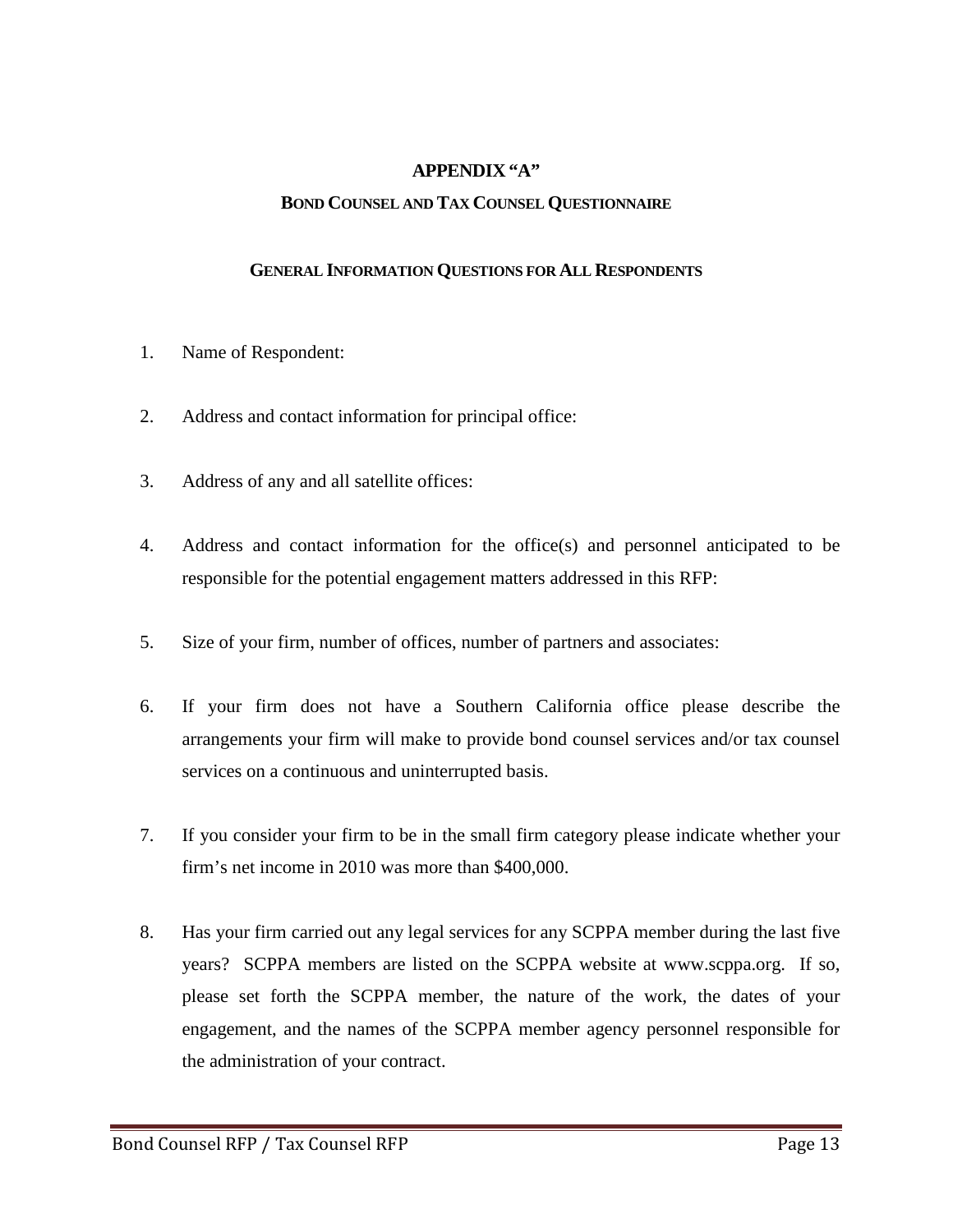# APPENDIX "A"

## BOND COUNSEL AND TAX COUNSEL QUESTIONNAIRE

### GENERAL INFORMATION QUESTIONS FOR ALL RESPONDENTS

1. Name of Respondent:

2. Address and contact information for principal office:

3. Address of any and all satellite offices:

4. Address and contact information for the office(s) and personnel anticipated to be responsible for the potential engagement matters addressed in this RFP:

5. Size of your firm, number of offices, number of partners and associates:

6. If your firm does not have a Southern California office please describe the arrangements your firm will make to provide bond counsel services and/or tax counsel services on a continuous and uninterrupted basis.

7. If you consider your firm to be in the small firm category please indicate whether your firm's net income in 2010 was more than $400,000.

8. Has your firm carried out any legal services for any SCPPA member during the last five years? SCPPA members are listed on the SCPPA website at www.scppa.org. If so, please set forth the SCPPA member, the nature of the work, the dates of your engagement, and the names of the SCPPA member agency personnel responsible for the administration of your contract.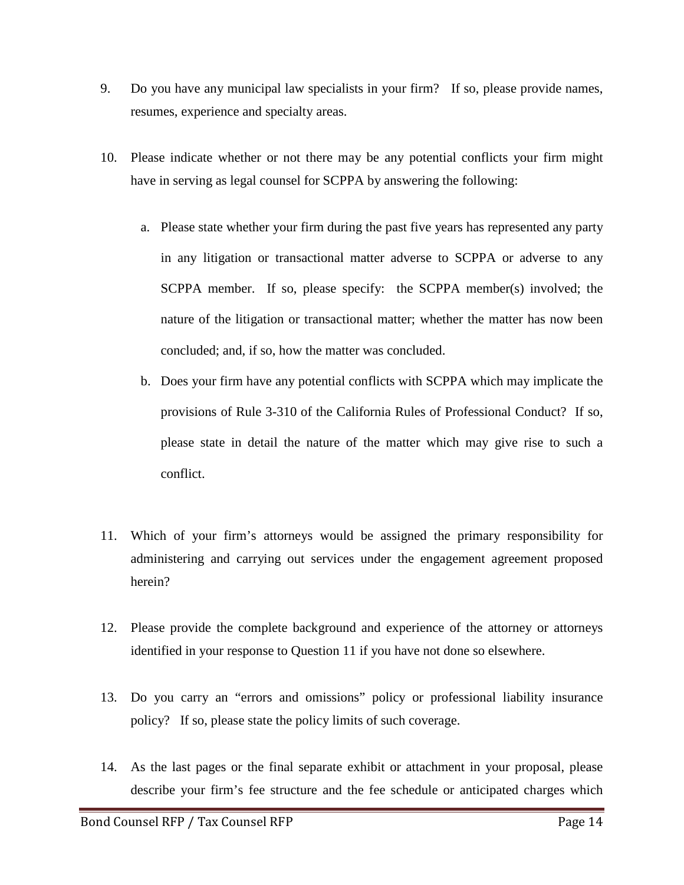9. Do you have any municipal law specialists in your firm? If so, please provide names, resumes, experience and specialty areas.

10. Please indicate whether or not there may be any potential conflicts your firm might have in serving as legal counsel for SCPPA by answering the following:

    a. Please state whether your firm during the past five years has represented any party in any litigation or transactional matter adverse to SCPPA or adverse to any SCPPA member. If so, please specify: the SCPPA member(s) involved; the nature of the litigation or transactional matter; whether the matter has now been concluded; and, if so, how the matter was concluded.

    b. Does your firm have any potential conflicts with SCPPA which may implicate the provisions of Rule 3-310 of the California Rules of Professional Conduct? If so, please state in detail the nature of the matter which may give rise to such a conflict.

11. Which of your firm's attorneys would be assigned the primary responsibility for administering and carrying out services under the engagement agreement proposed herein?

12. Please provide the complete background and experience of the attorney or attorneys identified in your response to Question 11 if you have not done so elsewhere.

13. Do you carry an "errors and omissions" policy or professional liability insurance policy? If so, please state the policy limits of such coverage.

14. As the last pages or the final separate exhibit or attachment in your proposal, please describe your firm's fee structure and the fee schedule or anticipated charges which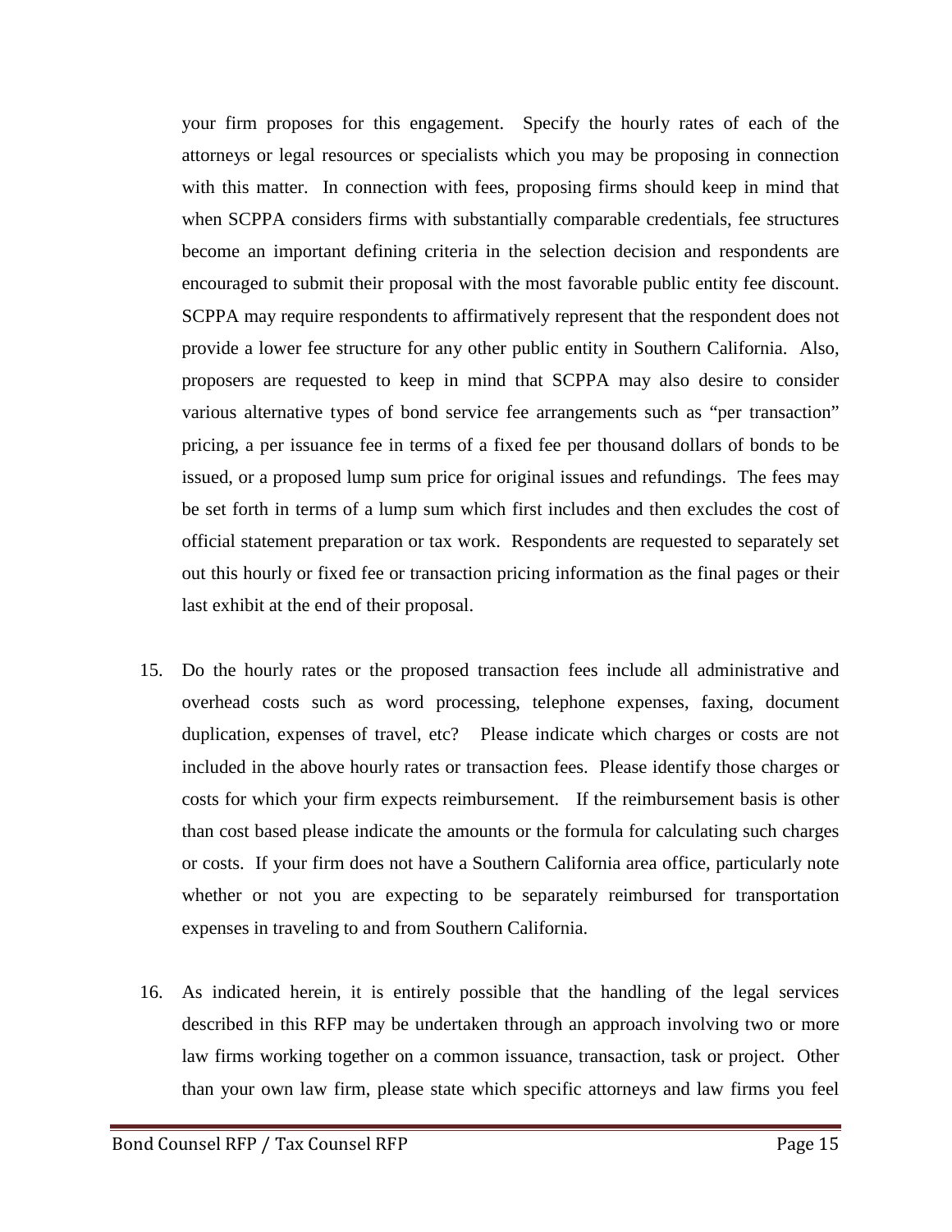your firm proposes for this engagement. Specify the hourly rates of each of the attorneys or legal resources or specialists which you may be proposing in connection with this matter. In connection with fees, proposing firms should keep in mind that when SCPPA considers firms with substantially comparable credentials, fee structures become an important defining criteria in the selection decision and respondents are encouraged to submit their proposal with the most favorable public entity fee discount. SCPPA may require respondents to affirmatively represent that the respondent does not provide a lower fee structure for any other public entity in Southern California. Also, proposers are requested to keep in mind that SCPPA may also desire to consider various alternative types of bond service fee arrangements such as "per transaction" pricing, a per issuance fee in terms of a fixed fee per thousand dollars of bonds to be issued, or a proposed lump sum price for original issues and refundings. The fees may be set forth in terms of a lump sum which first includes and then excludes the cost of official statement preparation or tax work. Respondents are requested to separately set out this hourly or fixed fee or transaction pricing information as the final pages or their last exhibit at the end of their proposal.

15. Do the hourly rates or the proposed transaction fees include all administrative and overhead costs such as word processing, telephone expenses, faxing, document duplication, expenses of travel, etc? Please indicate which charges or costs are not included in the above hourly rates or transaction fees. Please identify those charges or costs for which your firm expects reimbursement. If the reimbursement basis is other than cost based please indicate the amounts or the formula for calculating such charges or costs. If your firm does not have a Southern California area office, particularly note whether or not you are expecting to be separately reimbursed for transportation expenses in traveling to and from Southern California.

16. As indicated herein, it is entirely possible that the handling of the legal services described in this RFP may be undertaken through an approach involving two or more law firms working together on a common issuance, transaction, task or project. Other than your own law firm, please state which specific attorneys and law firms you feel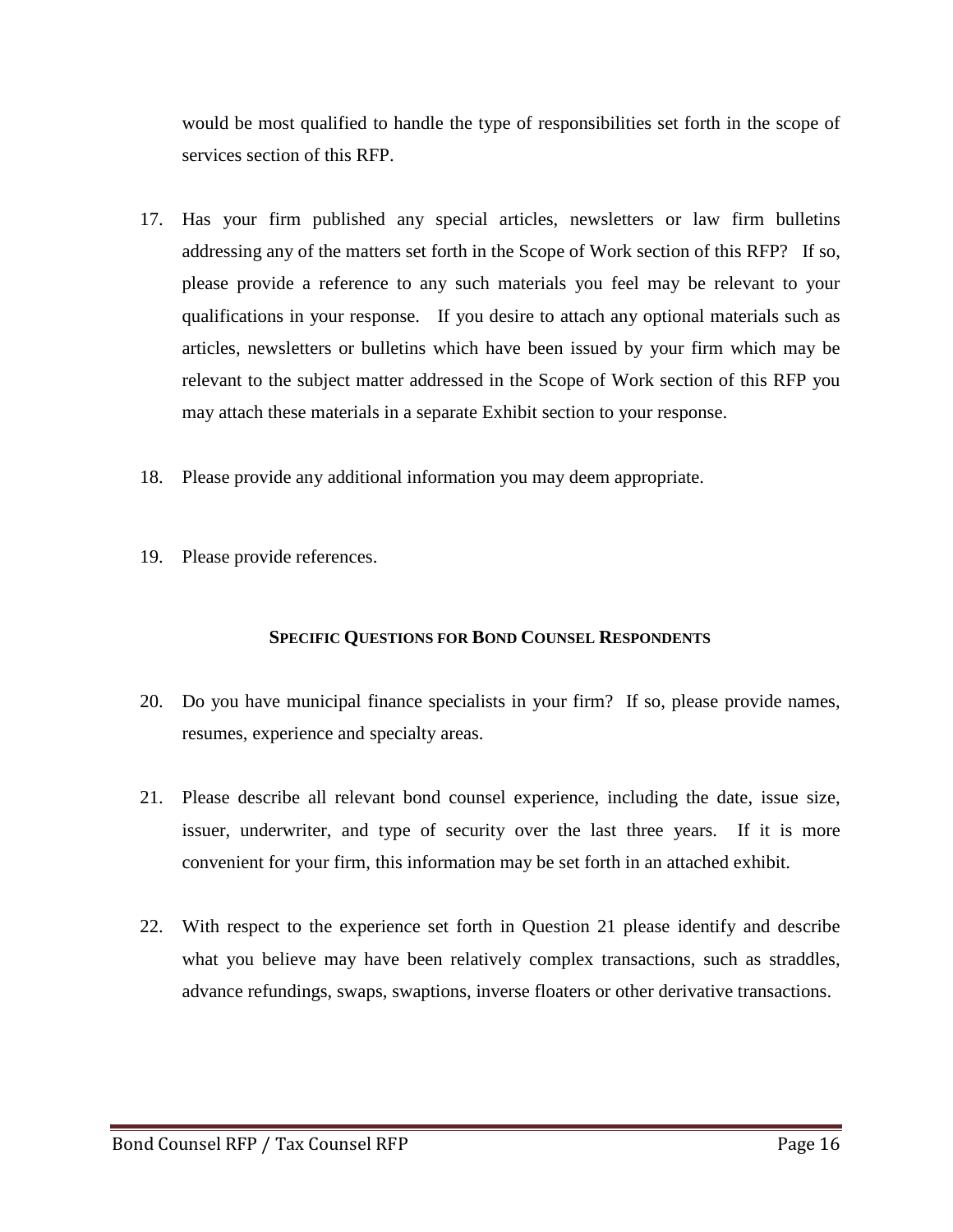would be most qualified to handle the type of responsibilities set forth in the scope of services section of this RFP.

17. Has your firm published any special articles, newsletters or law firm bulletins addressing any of the matters set forth in the Scope of Work section of this RFP? If so, please provide a reference to any such materials you feel may be relevant to your qualifications in your response. If you desire to attach any optional materials such as articles, newsletters or bulletins which have been issued by your firm which may be relevant to the subject matter addressed in the Scope of Work section of this RFP you may attach these materials in a separate Exhibit section to your response.

18. Please provide any additional information you may deem appropriate.

19. Please provide references.

**SPECIFIC QUESTIONS FOR BOND COUNSEL RESPONDENTS**

20. Do you have municipal finance specialists in your firm? If so, please provide names, resumes, experience and specialty areas.

21. Please describe all relevant bond counsel experience, including the date, issue size, issuer, underwriter, and type of security over the last three years. If it is more convenient for your firm, this information may be set forth in an attached exhibit.

22. With respect to the experience set forth in Question 21 please identify and describe what you believe may have been relatively complex transactions, such as straddles, advance refundings, swaps, swaptions, inverse floaters or other derivative transactions.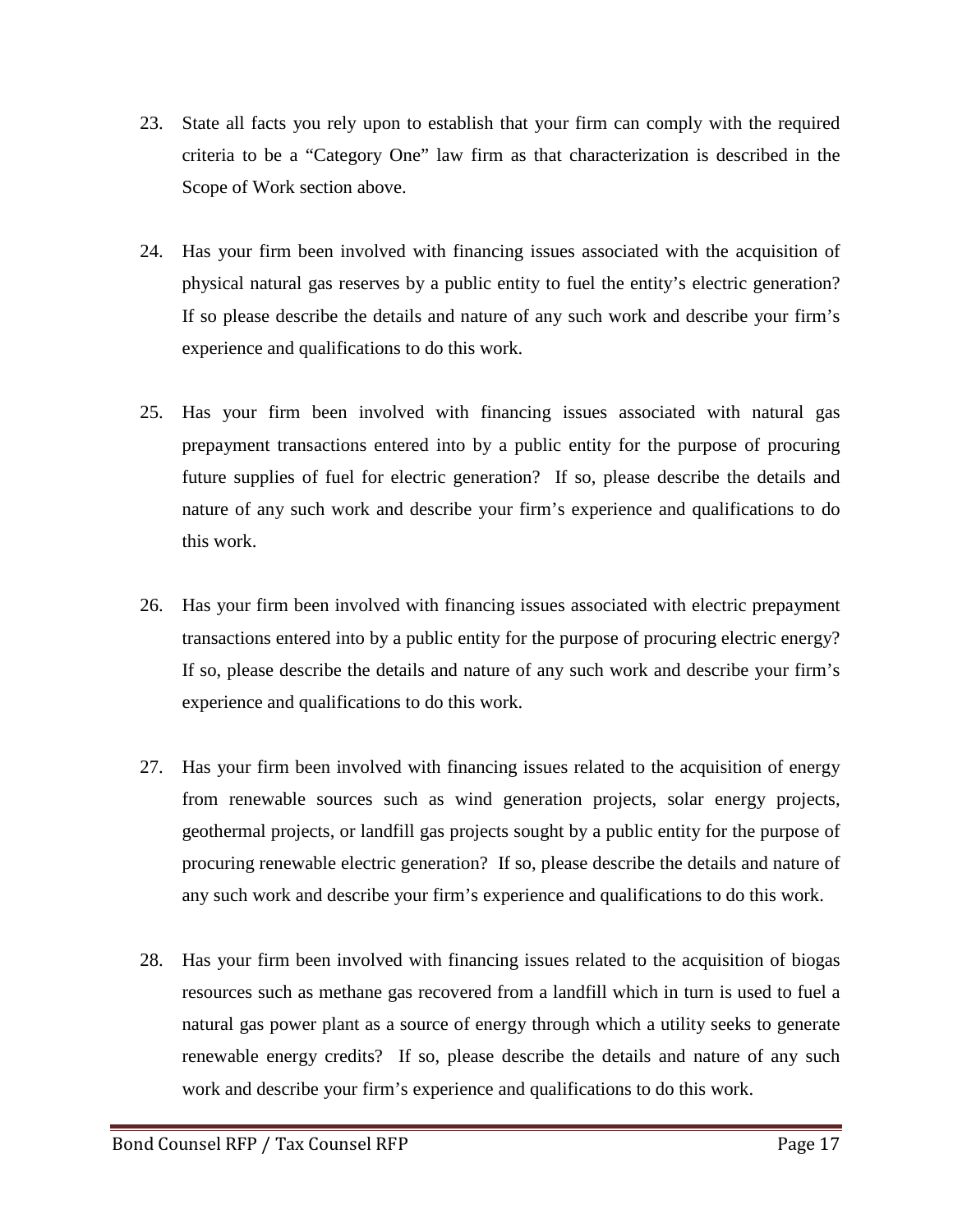23. State all facts you rely upon to establish that your firm can comply with the required criteria to be a "Category One" law firm as that characterization is described in the Scope of Work section above.

24. Has your firm been involved with financing issues associated with the acquisition of physical natural gas reserves by a public entity to fuel the entity's electric generation? If so please describe the details and nature of any such work and describe your firm's experience and qualifications to do this work.

25. Has your firm been involved with financing issues associated with natural gas prepayment transactions entered into by a public entity for the purpose of procuring future supplies of fuel for electric generation? If so, please describe the details and nature of any such work and describe your firm's experience and qualifications to do this work.

26. Has your firm been involved with financing issues associated with electric prepayment transactions entered into by a public entity for the purpose of procuring electric energy? If so, please describe the details and nature of any such work and describe your firm's experience and qualifications to do this work.

27. Has your firm been involved with financing issues related to the acquisition of energy from renewable sources such as wind generation projects, solar energy projects, geothermal projects, or landfill gas projects sought by a public entity for the purpose of procuring renewable electric generation? If so, please describe the details and nature of any such work and describe your firm's experience and qualifications to do this work.

28. Has your firm been involved with financing issues related to the acquisition of biogas resources such as methane gas recovered from a landfill which in turn is used to fuel a natural gas power plant as a source of energy through which a utility seeks to generate renewable energy credits? If so, please describe the details and nature of any such work and describe your firm's experience and qualifications to do this work.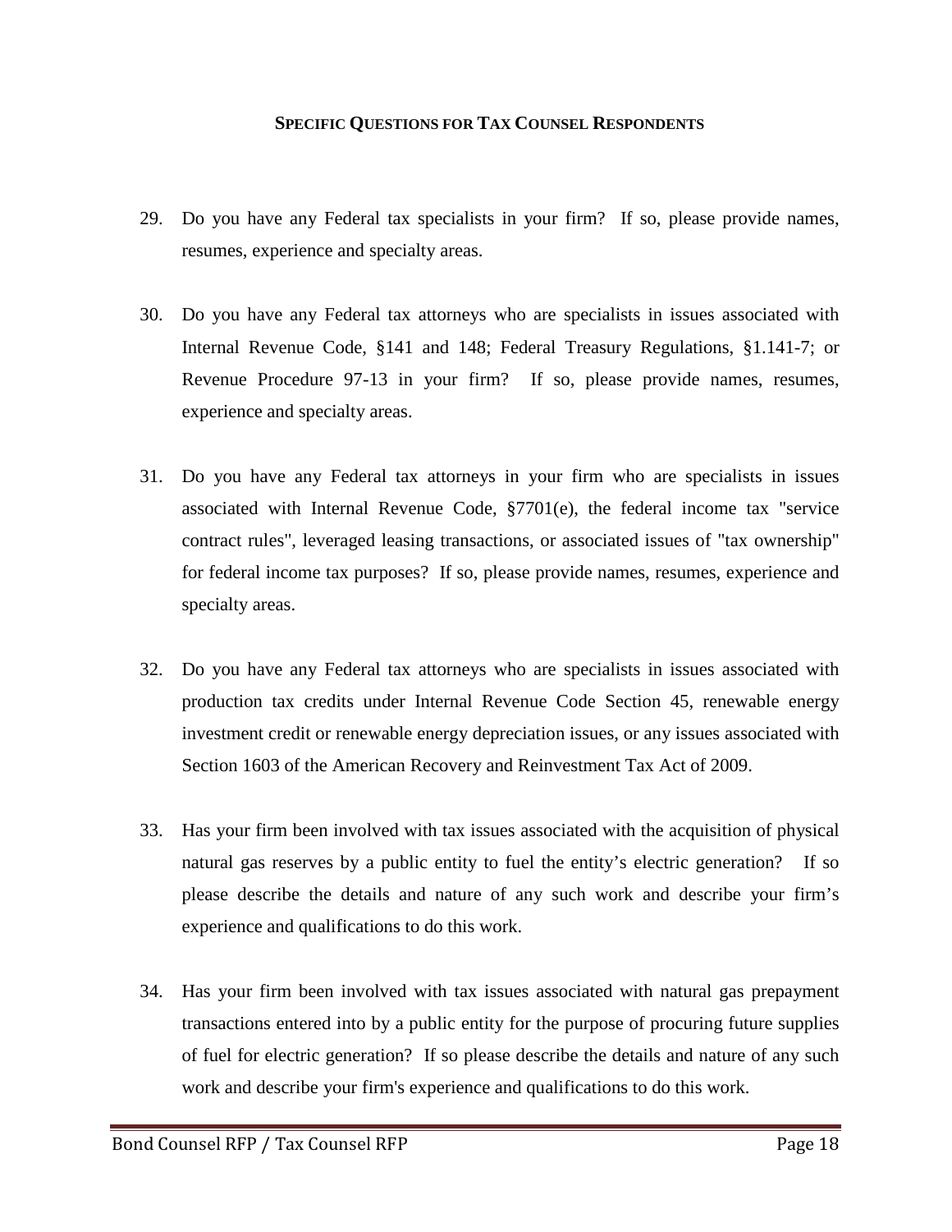## SPECIFIC QUESTIONS FOR TAX COUNSEL RESPONDENTS

29. Do you have any Federal tax specialists in your firm? If so, please provide names, resumes, experience and specialty areas.

30. Do you have any Federal tax attorneys who are specialists in issues associated with Internal Revenue Code, §141 and 148; Federal Treasury Regulations, §1.141-7; or Revenue Procedure 97-13 in your firm? If so, please provide names, resumes, experience and specialty areas.

31. Do you have any Federal tax attorneys in your firm who are specialists in issues associated with Internal Revenue Code, §7701(e), the federal income tax "service contract rules", leveraged leasing transactions, or associated issues of "tax ownership" for federal income tax purposes? If so, please provide names, resumes, experience and specialty areas.

32. Do you have any Federal tax attorneys who are specialists in issues associated with production tax credits under Internal Revenue Code Section 45, renewable energy investment credit or renewable energy depreciation issues, or any issues associated with Section 1603 of the American Recovery and Reinvestment Tax Act of 2009.

33. Has your firm been involved with tax issues associated with the acquisition of physical natural gas reserves by a public entity to fuel the entity's electric generation? If so please describe the details and nature of any such work and describe your firm's experience and qualifications to do this work.

34. Has your firm been involved with tax issues associated with natural gas prepayment transactions entered into by a public entity for the purpose of procuring future supplies of fuel for electric generation? If so please describe the details and nature of any such work and describe your firm's experience and qualifications to do this work.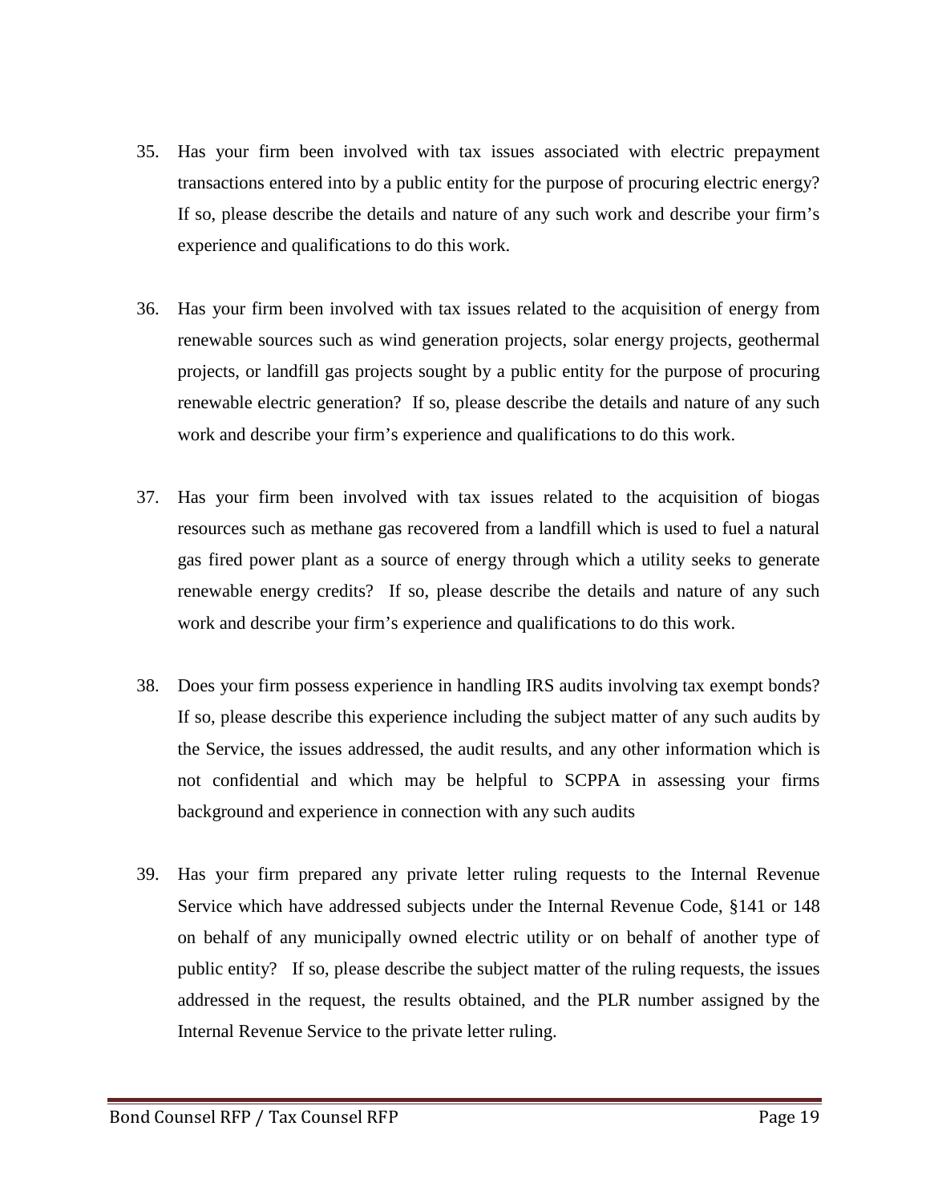35. Has your firm been involved with tax issues associated with electric prepayment transactions entered into by a public entity for the purpose of procuring electric energy? If so, please describe the details and nature of any such work and describe your firm's experience and qualifications to do this work.

36. Has your firm been involved with tax issues related to the acquisition of energy from renewable sources such as wind generation projects, solar energy projects, geothermal projects, or landfill gas projects sought by a public entity for the purpose of procuring renewable electric generation? If so, please describe the details and nature of any such work and describe your firm's experience and qualifications to do this work.

37. Has your firm been involved with tax issues related to the acquisition of biogas resources such as methane gas recovered from a landfill which is used to fuel a natural gas fired power plant as a source of energy through which a utility seeks to generate renewable energy credits? If so, please describe the details and nature of any such work and describe your firm's experience and qualifications to do this work.

38. Does your firm possess experience in handling IRS audits involving tax exempt bonds? If so, please describe this experience including the subject matter of any such audits by the Service, the issues addressed, the audit results, and any other information which is not confidential and which may be helpful to SCPPA in assessing your firms background and experience in connection with any such audits

39. Has your firm prepared any private letter ruling requests to the Internal Revenue Service which have addressed subjects under the Internal Revenue Code, §141 or 148 on behalf of any municipally owned electric utility or on behalf of another type of public entity? If so, please describe the subject matter of the ruling requests, the issues addressed in the request, the results obtained, and the PLR number assigned by the Internal Revenue Service to the private letter ruling.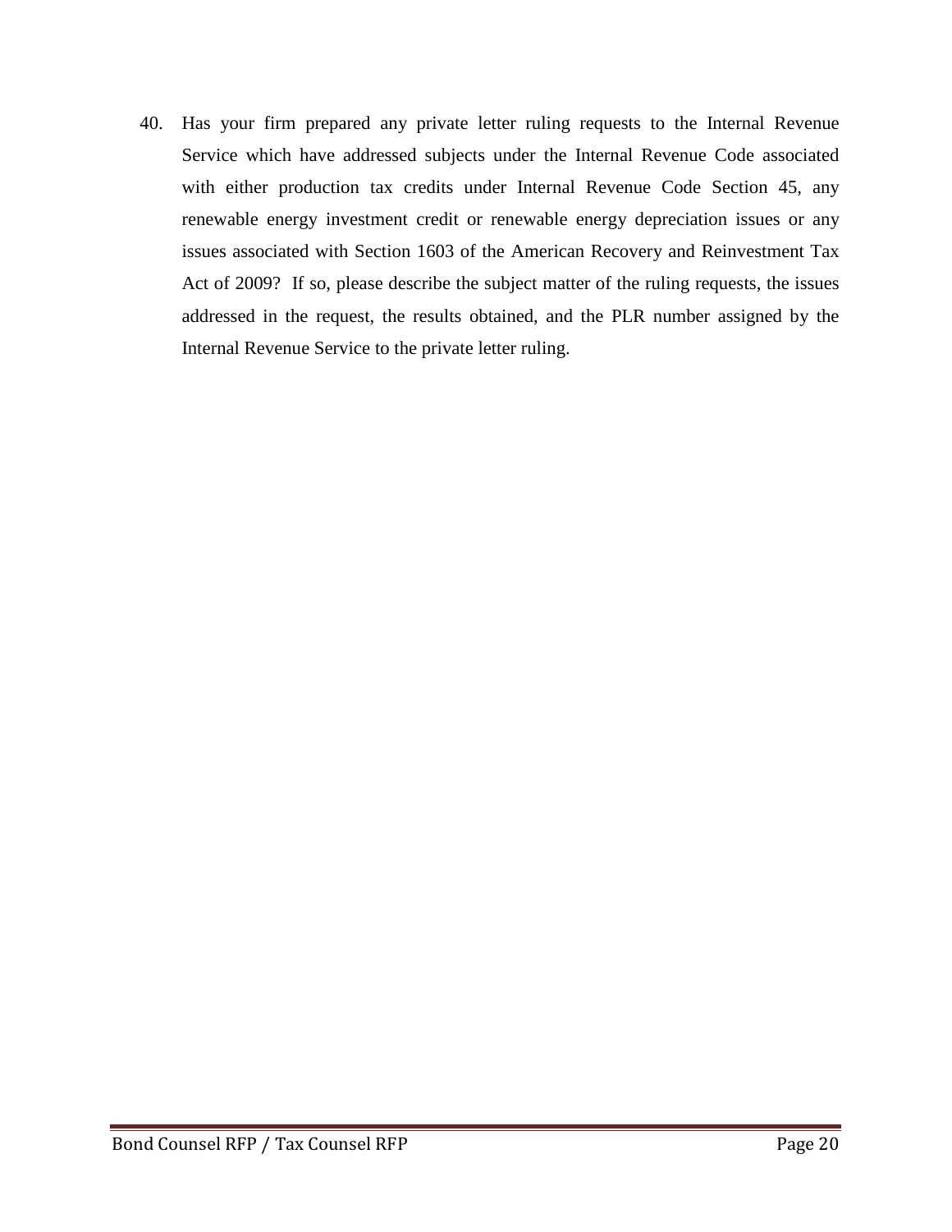40. Has your firm prepared any private letter ruling requests to the Internal Revenue Service which have addressed subjects under the Internal Revenue Code associated with either production tax credits under Internal Revenue Code Section 45, any renewable energy investment credit or renewable energy depreciation issues or any issues associated with Section 1603 of the American Recovery and Reinvestment Tax Act of 2009? If so, please describe the subject matter of the ruling requests, the issues addressed in the request, the results obtained, and the PLR number assigned by the Internal Revenue Service to the private letter ruling.